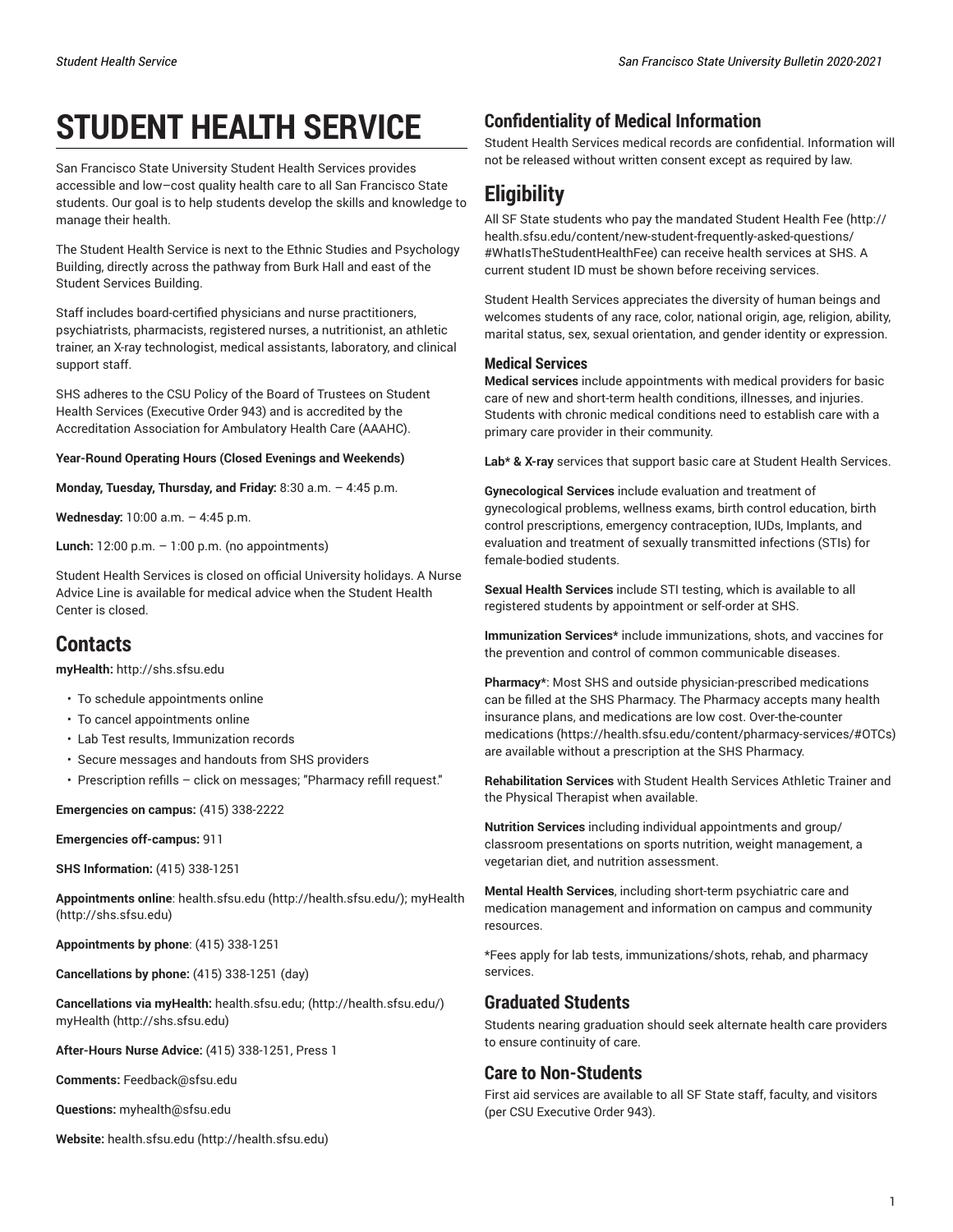# STUDENT HEALTH SERVICE

San Francisco State University Student Health Services provides accessible and low–cost quality health care to all San Francisco State students. Our goal is to help students develop the skills and knowledge to manage their health.

The Student Health Service is next to the Ethnic Studies and Psychology Building, directly across the pathway from Burk Hall and east of the Student Services Building.

Staff includes board-certified physicians and nurse practitioners, psychiatrists, pharmacists, registered nurses, a nutritionist, an athletic trainer, an X-ray technologist, medical assistants, laboratory, and clinical support staff.

SHS adheres to the CSU Policy of the Board of Trustees on Student Health Services (Executive Order 943) and is accredited by the Accreditation Association for Ambulatory Health Care (AAAHC).

**Year-Round Operating Hours (Closed Evenings and Weekends)**

**Monday, Tuesday, Thursday, and Friday:** 8:30 a.m. – 4:45 p.m.

**Wednesday:** 10:00 a.m. – 4:45 p.m.

**Lunch:** 12:00 p.m. – 1:00 p.m. (no appointments)

Student Health Services is closed on official University holidays. A Nurse Advice Line is available for medical advice when the Student Health Center is closed.

## Contacts

**myHealth:** http://shs.sfsu.edu

- To schedule appointments online
- To cancel appointments online
- Lab Test results, Immunization records
- Secure messages and handouts from SHS providers
- Prescription refills – click on messages; "Pharmacy refill request."

**Emergencies on campus:** (415) 338-2222

**Emergencies off-campus:** 911

**SHS Information:** (415) 338-1251

**Appointments online**: health.sfsu.edu (http://health.sfsu.edu/); myHealth (http://shs.sfsu.edu)

**Appointments by phone**: (415) 338-1251

**Cancellations by phone:** (415) 338-1251 (day)

**Cancellations via myHealth:** health.sfsu.edu; (http://health.sfsu.edu/) myHealth (http://shs.sfsu.edu)

**After-Hours Nurse Advice:** (415) 338-1251, Press 1

**Comments:** Feedback@sfsu.edu

**Questions:** myhealth@sfsu.edu

**Website:** health.sfsu.edu (http://health.sfsu.edu)

### Confidentiality of Medical Information

Student Health Services medical records are confidential. Information will not be released without written consent except as required by law.

## Eligibility

All SF State students who pay the mandated Student Health Fee (http://health.sfsu.edu/content/new-student-frequently-asked-questions/#WhatIsTheStudentHealthFee) can receive health services at SHS. A current student ID must be shown before receiving services.

Student Health Services appreciates the diversity of human beings and welcomes students of any race, color, national origin, age, religion, ability, marital status, sex, sexual orientation, and gender identity or expression.

#### Medical Services

**Medical services** include appointments with medical providers for basic care of new and short-term health conditions, illnesses, and injuries. Students with chronic medical conditions need to establish care with a primary care provider in their community.

**Lab* & X-ray** services that support basic care at Student Health Services.

**Gynecological Services** include evaluation and treatment of gynecological problems, wellness exams, birth control education, birth control prescriptions, emergency contraception, IUDs, Implants, and evaluation and treatment of sexually transmitted infections (STIs) for female-bodied students.

**Sexual Health Services** include STI testing, which is available to all registered students by appointment or self-order at SHS.

**Immunization Services*** include immunizations, shots, and vaccines for the prevention and control of common communicable diseases.

**Pharmacy***: Most SHS and outside physician-prescribed medications can be filled at the SHS Pharmacy. The Pharmacy accepts many health insurance plans, and medications are low cost. Over-the-counter medications (https://health.sfsu.edu/content/pharmacy-services/#OTCs) are available without a prescription at the SHS Pharmacy.

**Rehabilitation Services** with Student Health Services Athletic Trainer and the Physical Therapist when available.

**Nutrition Services** including individual appointments and group/classroom presentations on sports nutrition, weight management, a vegetarian diet, and nutrition assessment.

**Mental Health Services**, including short-term psychiatric care and medication management and information on campus and community resources.

*Fees apply for lab tests, immunizations/shots, rehab, and pharmacy services.

### Graduated Students

Students nearing graduation should seek alternate health care providers to ensure continuity of care.

### Care to Non-Students

First aid services are available to all SF State staff, faculty, and visitors (per CSU Executive Order 943).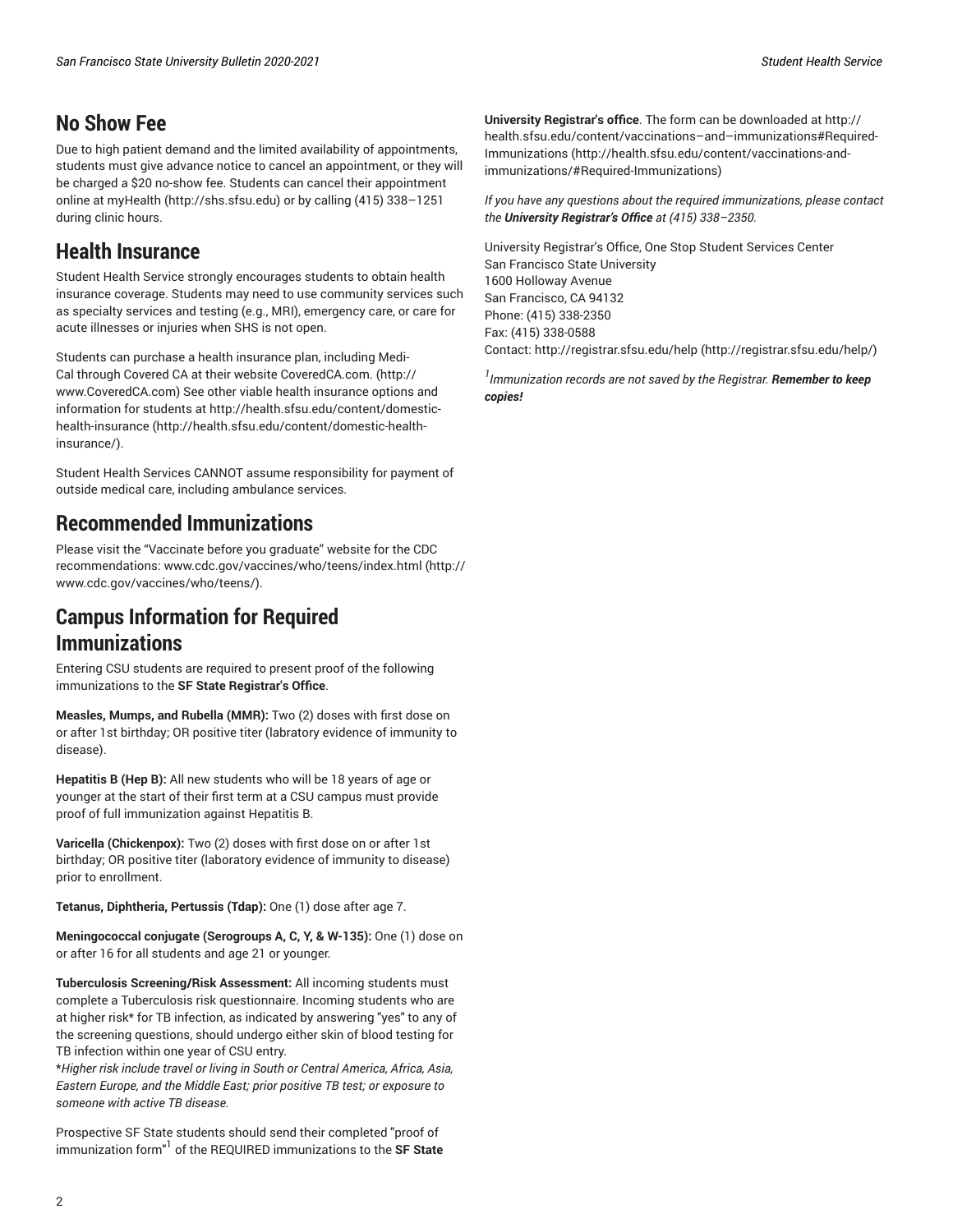## No Show Fee

Due to high patient demand and the limited availability of appointments, students must give advance notice to cancel an appointment, or they will be charged a $20 no-show fee. Students can cancel their appointment online at myHealth (http://shs.sfsu.edu) or by calling (415) 338–1251 during clinic hours.

## Health Insurance

Student Health Service strongly encourages students to obtain health insurance coverage. Students may need to use community services such as specialty services and testing (e.g., MRI), emergency care, or care for acute illnesses or injuries when SHS is not open.

Students can purchase a health insurance plan, including Medi-Cal through Covered CA at their website CoveredCA.com. (http://www.CoveredCA.com) See other viable health insurance options and information for students at http://health.sfsu.edu/content/domestic-health-insurance (http://health.sfsu.edu/content/domestic-health-insurance/).

Student Health Services CANNOT assume responsibility for payment of outside medical care, including ambulance services.

## Recommended Immunizations

Please visit the "Vaccinate before you graduate" website for the CDC recommendations: www.cdc.gov/vaccines/who/teens/index.html (http://www.cdc.gov/vaccines/who/teens/).

## Campus Information for Required Immunizations

Entering CSU students are required to present proof of the following immunizations to the **SF State Registrar's Office**.

**Measles, Mumps, and Rubella (MMR):** Two (2) doses with first dose on or after 1st birthday; OR positive titer (labratory evidence of immunity to disease).

**Hepatitis B (Hep B):** All new students who will be 18 years of age or younger at the start of their first term at a CSU campus must provide proof of full immunization against Hepatitis B.

**Varicella (Chickenpox):** Two (2) doses with first dose on or after 1st birthday; OR positive titer (laboratory evidence of immunity to disease) prior to enrollment.

**Tetanus, Diphtheria, Pertussis (Tdap):** One (1) dose after age 7.

**Meningococcal conjugate (Serogroups A, C, Y, & W-135):** One (1) dose on or after 16 for all students and age 21 or younger.

**Tuberculosis Screening/Risk Assessment:** All incoming students must complete a Tuberculosis risk questionnaire. Incoming students who are at higher risk* for TB infection, as indicated by answering "yes" to any of the screening questions, should undergo either skin of blood testing for TB infection within one year of CSU entry.
**Higher risk include travel or living in South or Central America, Africa, Asia, Eastern Europe, and the Middle East; prior positive TB test; or exposure to someone with active TB disease.*

Prospective SF State students should send their completed "proof of immunization form"[1] of the REQUIRED immunizations to the **SF State University Registrar's office**. The form can be downloaded at http://health.sfsu.edu/content/vaccinations–and–immunizations#Required-Immunizations (http://health.sfsu.edu/content/vaccinations-and-immunizations/#Required-Immunizations)

*If you have any questions about the required immunizations, please contact the **University Registrar's Office** at (415) 338–2350.*

University Registrar's Office, One Stop Student Services Center
San Francisco State University
1600 Holloway Avenue
San Francisco, CA 94132
Phone: (415) 338-2350
Fax: (415) 338-0588
Contact: http://registrar.sfsu.edu/help (http://registrar.sfsu.edu/help/)

[1] *Immunization records are not saved by the Registrar. **Remember to keep copies!***